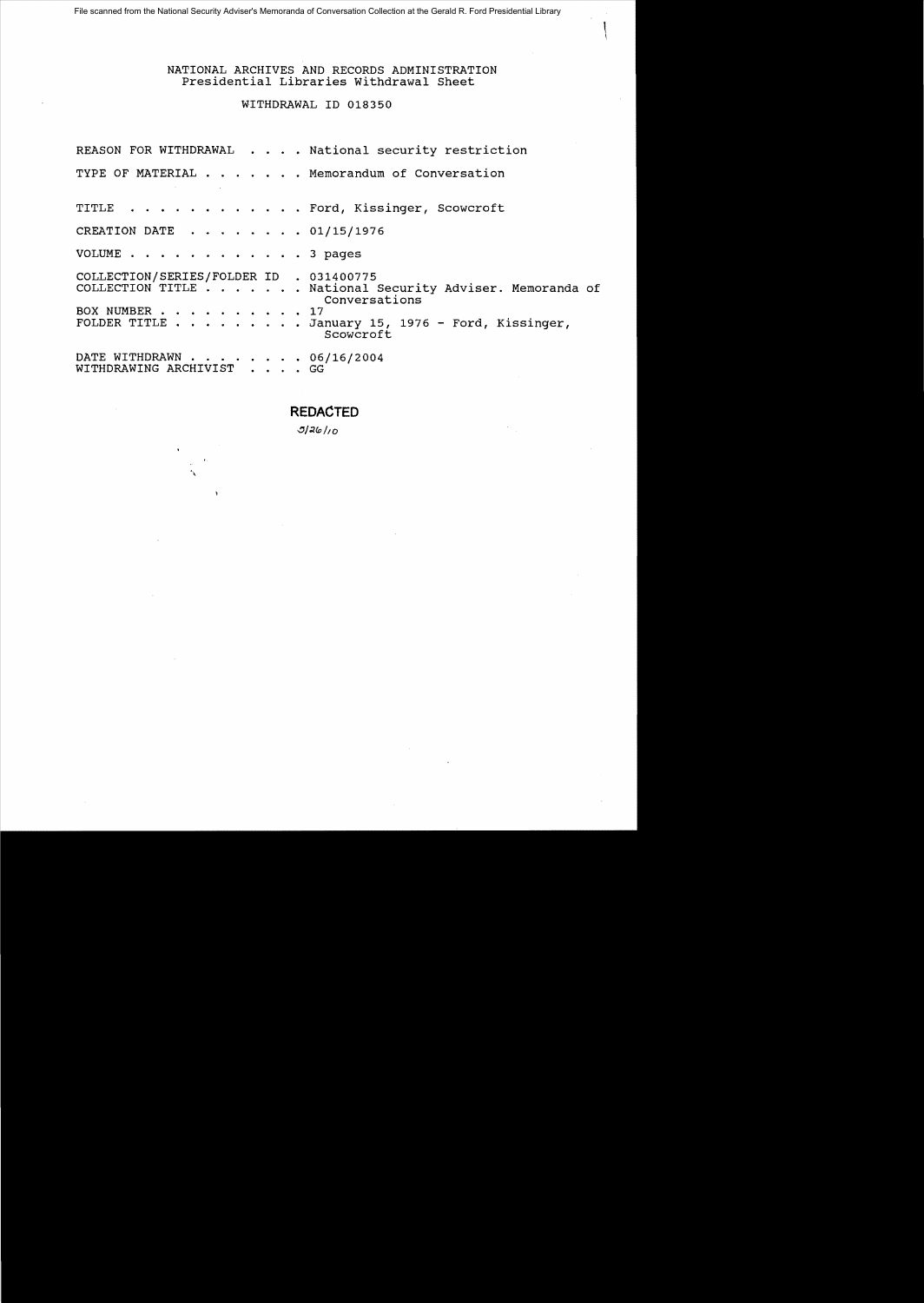File scanned from the National Security Adviser's Memoranda of Conversation Collection at the Gerald R. Ford Presidential Library

NATIONAL ARCHIVES AND RECORDS ADMINISTRATION
Presidential Libraries Withdrawal Sheet

WITHDRAWAL ID 018350

REASON FOR WITHDRAWAL . . . . National security restriction

TYPE OF MATERIAL . . . . . . . Memorandum of Conversation

TITLE . . . . . . . . . . . . Ford, Kissinger, Scowcroft

CREATION DATE . . . . . . . . 01/15/1976

VOLUME . . . . . . . . . . . . 3 pages

COLLECTION/SERIES/FOLDER ID . 031400775
COLLECTION TITLE . . . . . . . National Security Adviser. Memoranda of Conversations
BOX NUMBER . . . . . . . . . . 17
FOLDER TITLE . . . . . . . . . January 15, 1976 - Ford, Kissinger, Scowcroft

DATE WITHDRAWN . . . . . . . . 06/16/2004
WITHDRAWING ARCHIVIST . . . . GG

**REDACTED**

5/26/10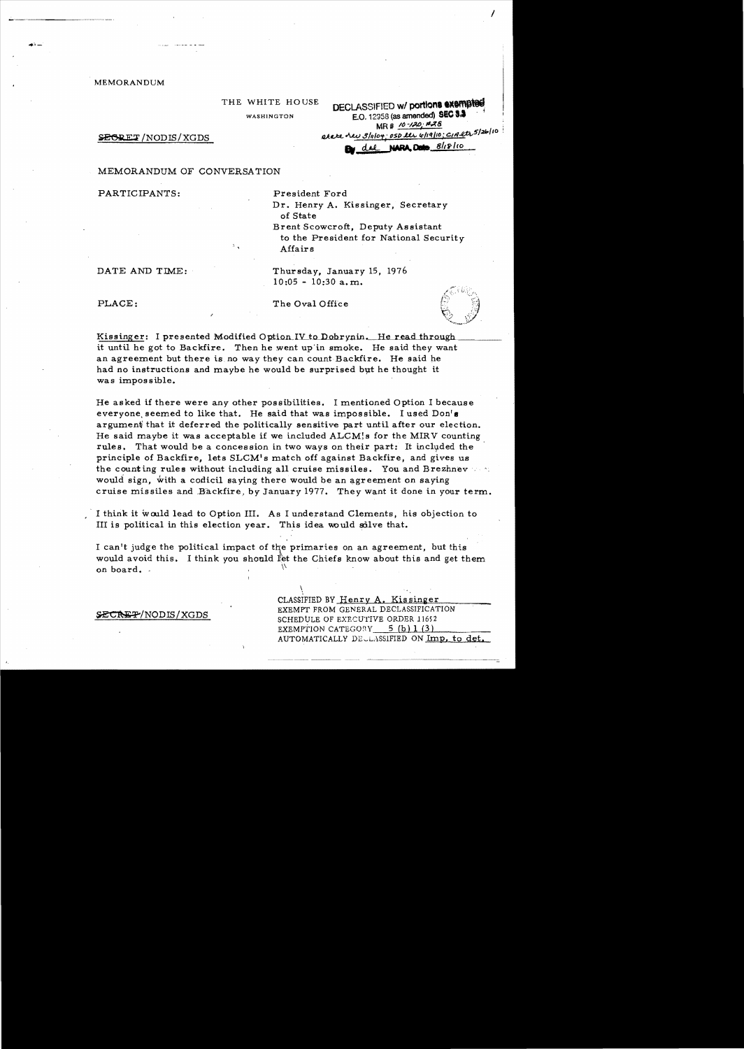MEMORANDUM

THE WHITE HOUSE

WASHINGTON

DECLASSIFIED w/ portions exempted
E.O. 12958 (as amended) SEC 3.3
MR # 10-120; #28
State rev 3/8/04; OSD rev 6/19/10; CIA etc 5/26/10
By dal NARA, Date 8/18/10

SECRET/NODIS/XGDS

MEMORANDUM OF CONVERSATION

PARTICIPANTS: President Ford
Dr. Henry A. Kissinger, Secretary of State
Brent Scowcroft, Deputy Assistant to the President for National Security Affairs

DATE AND TIME: Thursday, January 15, 1976
10:05 - 10:30 a.m.

PLACE: The Oval Office

Kissinger: I presented Modified Option IV to Dobrynin. He read through it until he got to Backfire. Then he went up in smoke. He said they want an agreement but there is no way they can count Backfire. He said he had no instructions and maybe he would be surprised but he thought it was impossible.

He asked if there were any other possibilities. I mentioned Option I because everyone seemed to like that. He said that was impossible. I used Don's argument that it deferred the politically sensitive part until after our election. He said maybe it was acceptable if we included ALCM's for the MIRV counting rules. That would be a concession in two ways on their part: It included the principle of Backfire, lets SLCM's match off against Backfire, and gives us the counting rules without including all cruise missiles. You and Brezhnev would sign, with a codicil saying there would be an agreement on saying cruise missiles and Backfire, by January 1977. They want it done in your term.

I think it would lead to Option III. As I understand Clements, his objection to III is political in this election year. This idea would solve that.

I can't judge the political impact of the primaries on an agreement, but this would avoid this. I think you should let the Chiefs know about this and get them on board.

SECRET/NODIS/XGDS

CLASSIFIED BY Henry A. Kissinger
EXEMPT FROM GENERAL DECLASSIFICATION SCHEDULE OF EXECUTIVE ORDER 11652
EXEMPTION CATEGORY 5 (b) 1 (3)
AUTOMATICALLY DECLASSIFIED ON Imp. to det.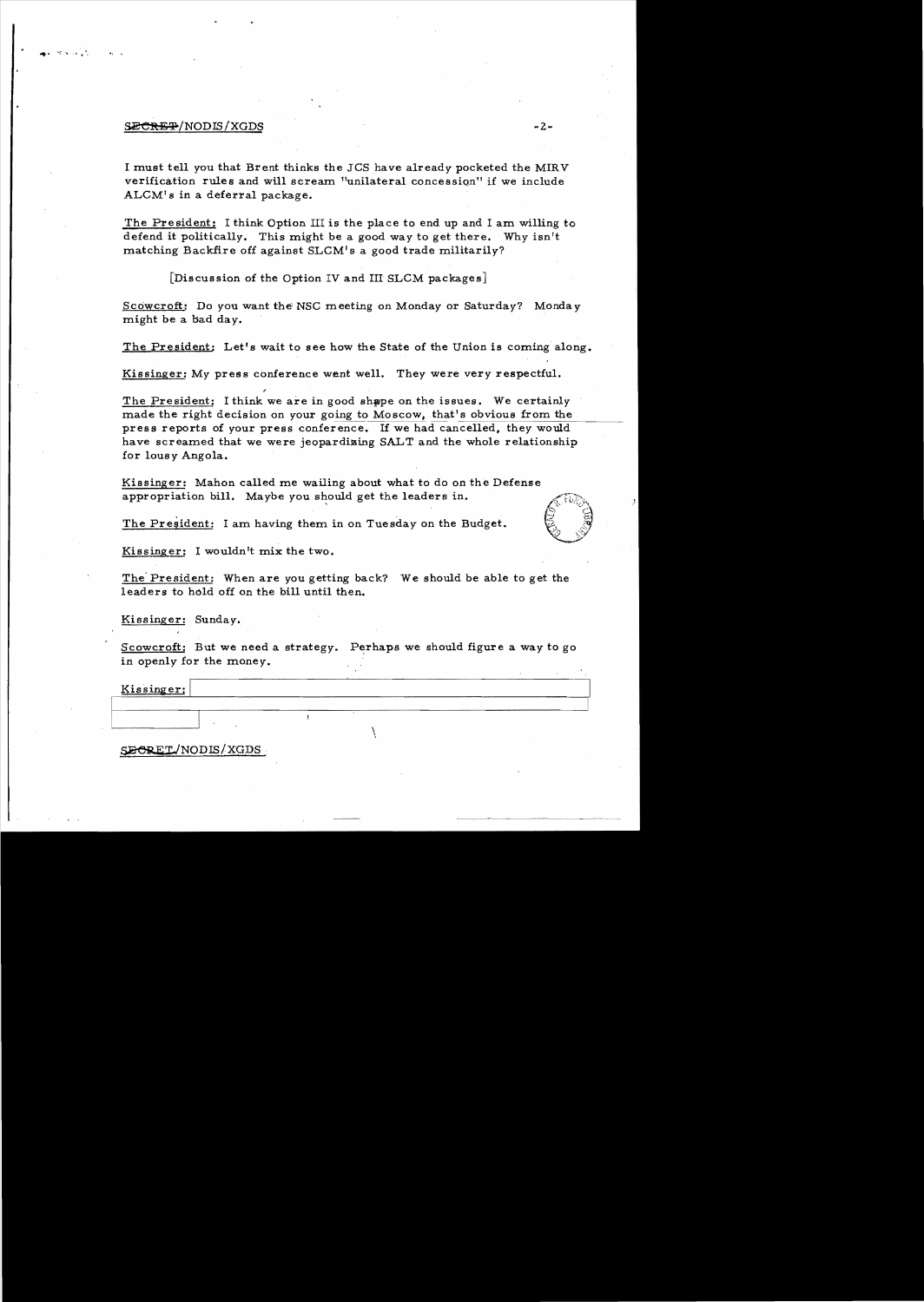I must tell you that Brent thinks the JCS have already pocketed the MIRV verification rules and will scream "unilateral concession" if we include ALCM's in a deferral package.

The President: I think Option III is the place to end up and I am willing to defend it politically. This might be a good way to get there. Why isn't matching Backfire off against SLCM's a good trade militarily?

[Discussion of the Option IV and III SLCM packages]

Scowcroft: Do you want the NSC meeting on Monday or Saturday? Monday might be a bad day.

The President: Let's wait to see how the State of the Union is coming along.

Kissinger: My press conference went well. They were very respectful.

The President: I think we are in good shape on the issues. We certainly made the right decision on your going to Moscow, that's obvious from the press reports of your press conference. If we had cancelled, they would have screamed that we were jeopardizing SALT and the whole relationship for lousy Angola.

Kissinger: Mahon called me wailing about what to do on the Defense appropriation bill. Maybe you should get the leaders in.

The President: I am having them in on Tuesday on the Budget.

Kissinger: I wouldn't mix the two.

The President: When are you getting back? We should be able to get the leaders to hold off on the bill until then.

Kissinger: Sunday.

Scowcroft: But we need a strategy. Perhaps we should figure a way to go in openly for the money.

Kissinger: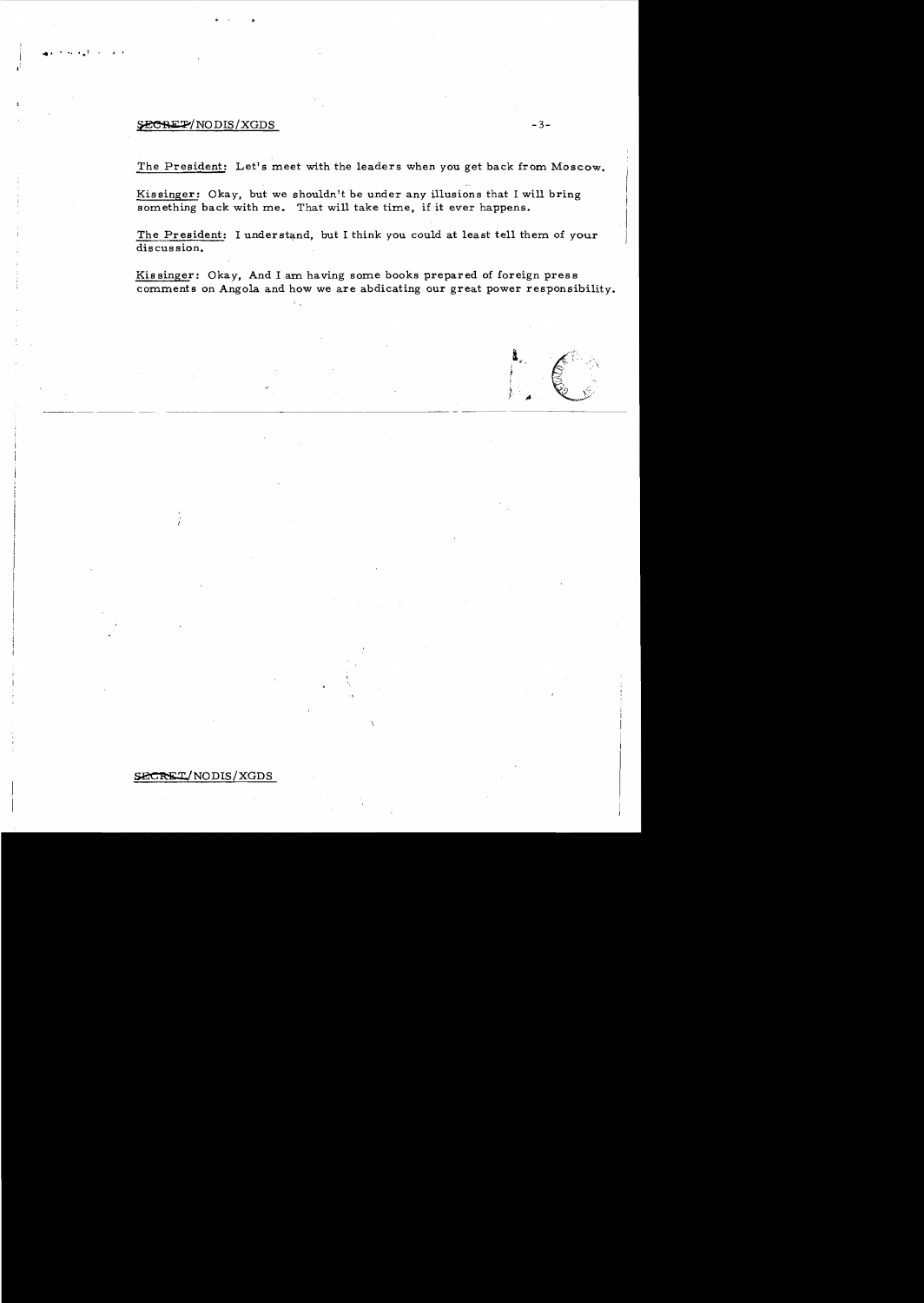The President: Let's meet with the leaders when you get back from Moscow.

Kissinger: Okay, but we shouldn't be under any illusions that I will bring something back with me. That will take time, if it ever happens.

The President: I understand, but I think you could at least tell them of your discussion.

Kissinger: Okay, And I am having some books prepared of foreign press comments on Angola and how we are abdicating our great power responsibility.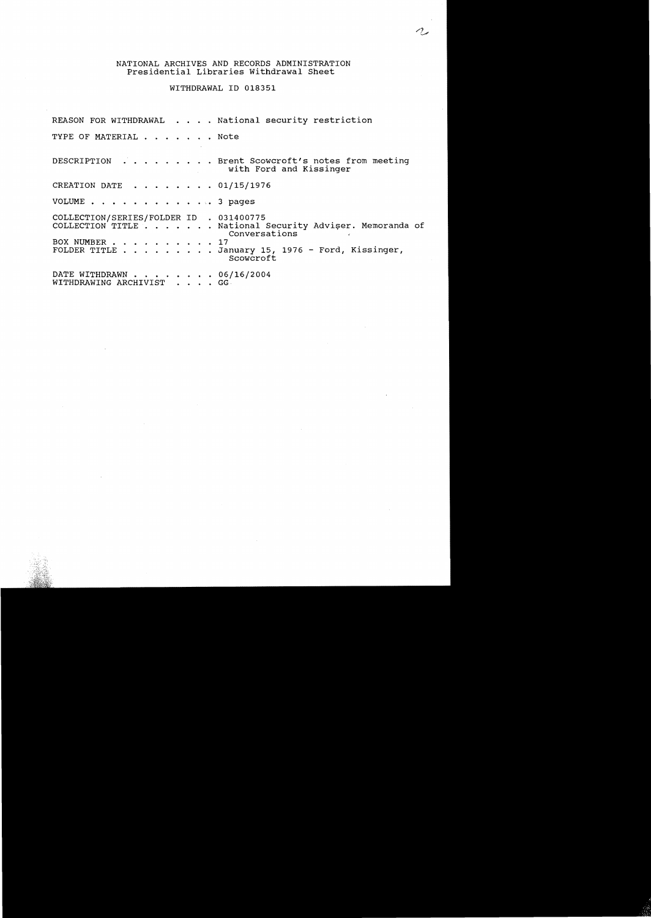NATIONAL ARCHIVES AND RECORDS ADMINISTRATION
Presidential Libraries Withdrawal Sheet

WITHDRAWAL ID 018351

| | |
|---|---|
| REASON FOR WITHDRAWAL . . . . | National security restriction |
| TYPE OF MATERIAL . . . . . . . | Note |
| DESCRIPTION . . . . . . . . . | Brent Scowcroft's notes from meeting with Ford and Kissinger |
| CREATION DATE . . . . . . . . | 01/15/1976 |
| VOLUME . . . . . . . . . . . . | 3 pages |
| COLLECTION/SERIES/FOLDER ID . | 031400775 |
| COLLECTION TITLE . . . . . . . | National Security Adviser. Memoranda of Conversations |
| BOX NUMBER . . . . . . . . . . | 17 |
| FOLDER TITLE . . . . . . . . . | January 15, 1976 - Ford, Kissinger, Scowcroft |
| DATE WITHDRAWN . . . . . . . . | 06/16/2004 |
| WITHDRAWING ARCHIVIST . . . . | GG |